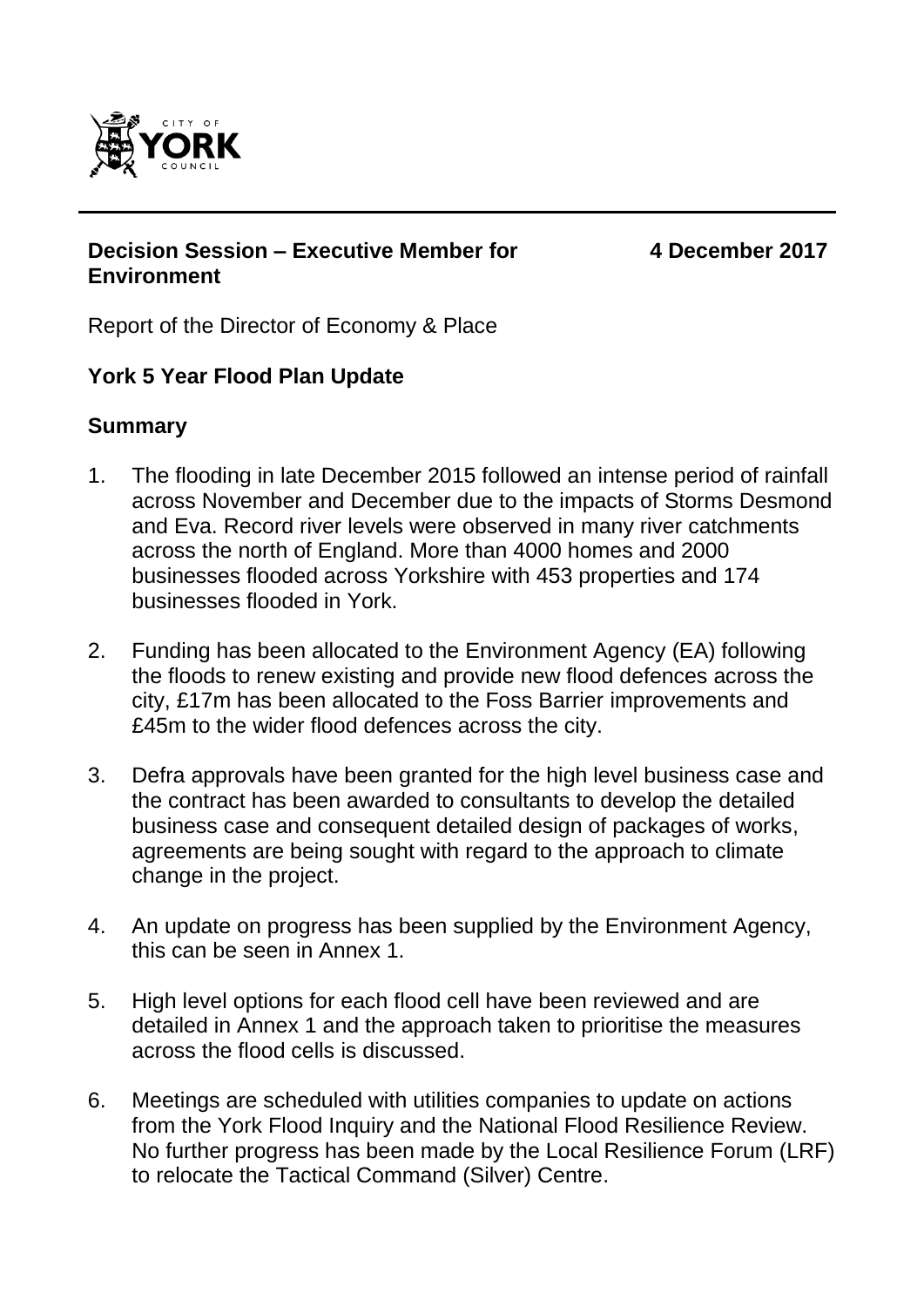CITY OF YORK COUNCIL

**Decision Session – Executive Member for Environment** **4 December 2017**

Report of the Director of Economy & Place

**York 5 Year Flood Plan Update**

## Summary

1. The flooding in late December 2015 followed an intense period of rainfall across November and December due to the impacts of Storms Desmond and Eva. Record river levels were observed in many river catchments across the north of England. More than 4000 homes and 2000 businesses flooded across Yorkshire with 453 properties and 174 businesses flooded in York.

2. Funding has been allocated to the Environment Agency (EA) following the floods to renew existing and provide new flood defences across the city, £17m has been allocated to the Foss Barrier improvements and £45m to the wider flood defences across the city.

3. Defra approvals have been granted for the high level business case and the contract has been awarded to consultants to develop the detailed business case and consequent detailed design of packages of works, agreements are being sought with regard to the approach to climate change in the project.

4. An update on progress has been supplied by the Environment Agency, this can be seen in Annex 1.

5. High level options for each flood cell have been reviewed and are detailed in Annex 1 and the approach taken to prioritise the measures across the flood cells is discussed.

6. Meetings are scheduled with utilities companies to update on actions from the York Flood Inquiry and the National Flood Resilience Review. No further progress has been made by the Local Resilience Forum (LRF) to relocate the Tactical Command (Silver) Centre.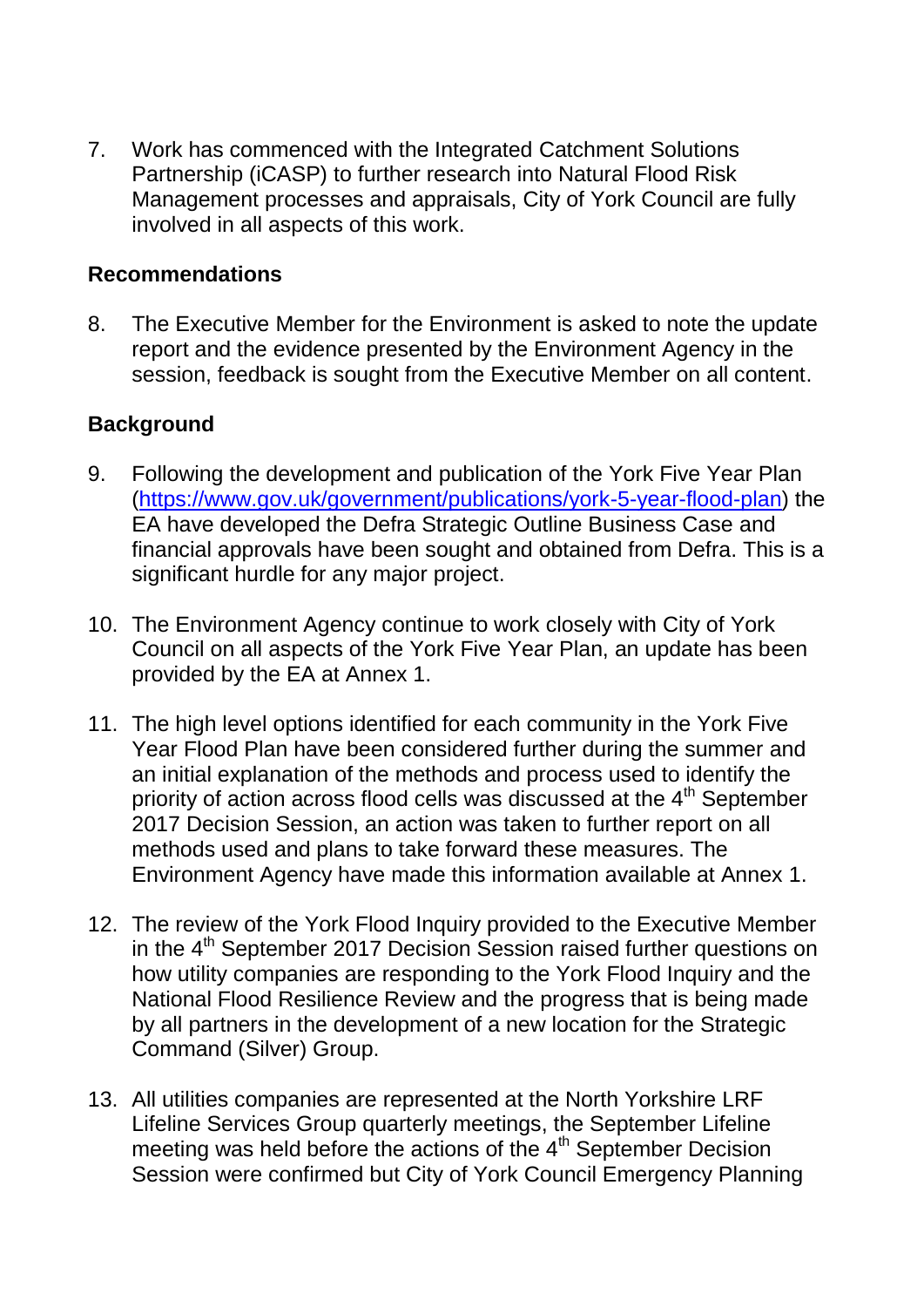7. Work has commenced with the Integrated Catchment Solutions Partnership (iCASP) to further research into Natural Flood Risk Management processes and appraisals, City of York Council are fully involved in all aspects of this work.

## Recommendations

8. The Executive Member for the Environment is asked to note the update report and the evidence presented by the Environment Agency in the session, feedback is sought from the Executive Member on all content.

## Background

9. Following the development and publication of the York Five Year Plan ([https://www.gov.uk/government/publications/york-5-year-flood-plan](https://www.gov.uk/government/publications/york-5-year-flood-plan)) the EA have developed the Defra Strategic Outline Business Case and financial approvals have been sought and obtained from Defra. This is a significant hurdle for any major project.

10. The Environment Agency continue to work closely with City of York Council on all aspects of the York Five Year Plan, an update has been provided by the EA at Annex 1.

11. The high level options identified for each community in the York Five Year Flood Plan have been considered further during the summer and an initial explanation of the methods and process used to identify the priority of action across flood cells was discussed at the 4th September 2017 Decision Session, an action was taken to further report on all methods used and plans to take forward these measures. The Environment Agency have made this information available at Annex 1.

12. The review of the York Flood Inquiry provided to the Executive Member in the 4th September 2017 Decision Session raised further questions on how utility companies are responding to the York Flood Inquiry and the National Flood Resilience Review and the progress that is being made by all partners in the development of a new location for the Strategic Command (Silver) Group.

13. All utilities companies are represented at the North Yorkshire LRF Lifeline Services Group quarterly meetings, the September Lifeline meeting was held before the actions of the 4th September Decision Session were confirmed but City of York Council Emergency Planning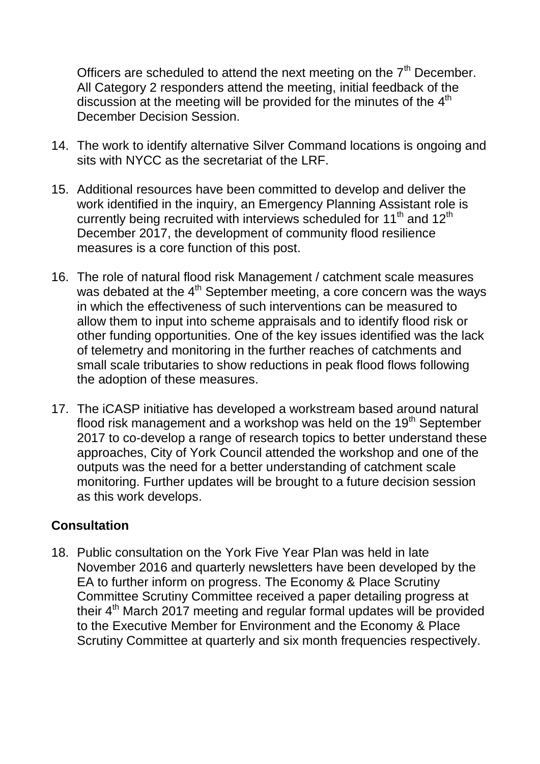Officers are scheduled to attend the next meeting on the 7th December. All Category 2 responders attend the meeting, initial feedback of the discussion at the meeting will be provided for the minutes of the 4th December Decision Session.

14. The work to identify alternative Silver Command locations is ongoing and sits with NYCC as the secretariat of the LRF.

15. Additional resources have been committed to develop and deliver the work identified in the inquiry, an Emergency Planning Assistant role is currently being recruited with interviews scheduled for 11th and 12th December 2017, the development of community flood resilience measures is a core function of this post.

16. The role of natural flood risk Management / catchment scale measures was debated at the 4th September meeting, a core concern was the ways in which the effectiveness of such interventions can be measured to allow them to input into scheme appraisals and to identify flood risk or other funding opportunities. One of the key issues identified was the lack of telemetry and monitoring in the further reaches of catchments and small scale tributaries to show reductions in peak flood flows following the adoption of these measures.

17. The iCASP initiative has developed a workstream based around natural flood risk management and a workshop was held on the 19th September 2017 to co-develop a range of research topics to better understand these approaches, City of York Council attended the workshop and one of the outputs was the need for a better understanding of catchment scale monitoring. Further updates will be brought to a future decision session as this work develops.

## Consultation

18. Public consultation on the York Five Year Plan was held in late November 2016 and quarterly newsletters have been developed by the EA to further inform on progress. The Economy & Place Scrutiny Committee Scrutiny Committee received a paper detailing progress at their 4th March 2017 meeting and regular formal updates will be provided to the Executive Member for Environment and the Economy & Place Scrutiny Committee at quarterly and six month frequencies respectively.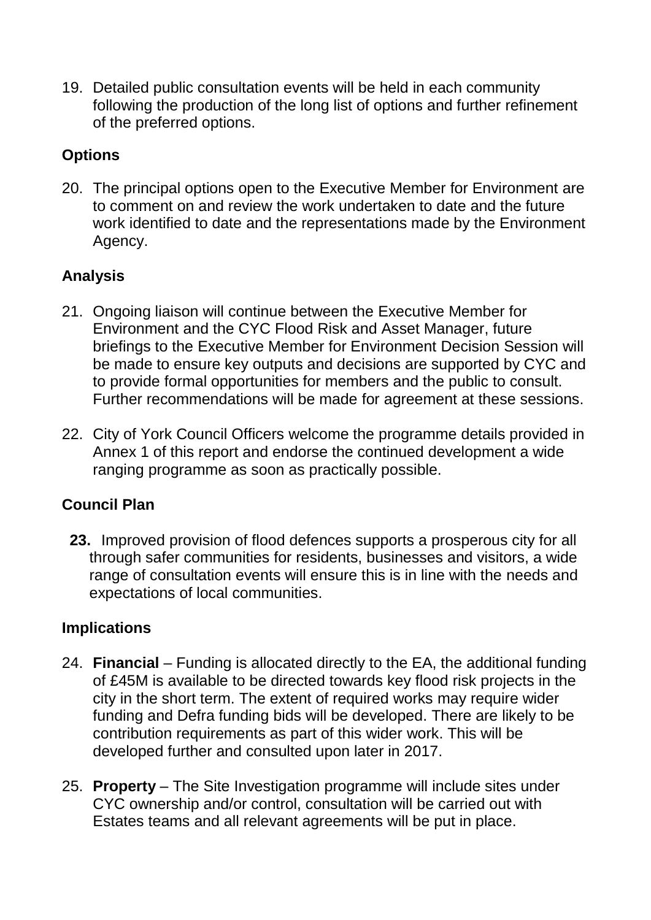19. Detailed public consultation events will be held in each community following the production of the long list of options and further refinement of the preferred options.

## Options

20. The principal options open to the Executive Member for Environment are to comment on and review the work undertaken to date and the future work identified to date and the representations made by the Environment Agency.

## Analysis

21. Ongoing liaison will continue between the Executive Member for Environment and the CYC Flood Risk and Asset Manager, future briefings to the Executive Member for Environment Decision Session will be made to ensure key outputs and decisions are supported by CYC and to provide formal opportunities for members and the public to consult. Further recommendations will be made for agreement at these sessions.

22. City of York Council Officers welcome the programme details provided in Annex 1 of this report and endorse the continued development a wide ranging programme as soon as practically possible.

## Council Plan

**23.** Improved provision of flood defences supports a prosperous city for all through safer communities for residents, businesses and visitors, a wide range of consultation events will ensure this is in line with the needs and expectations of local communities.

## Implications

24. **Financial** – Funding is allocated directly to the EA, the additional funding of £45M is available to be directed towards key flood risk projects in the city in the short term. The extent of required works may require wider funding and Defra funding bids will be developed. There are likely to be contribution requirements as part of this wider work. This will be developed further and consulted upon later in 2017.

25. **Property** – The Site Investigation programme will include sites under CYC ownership and/or control, consultation will be carried out with Estates teams and all relevant agreements will be put in place.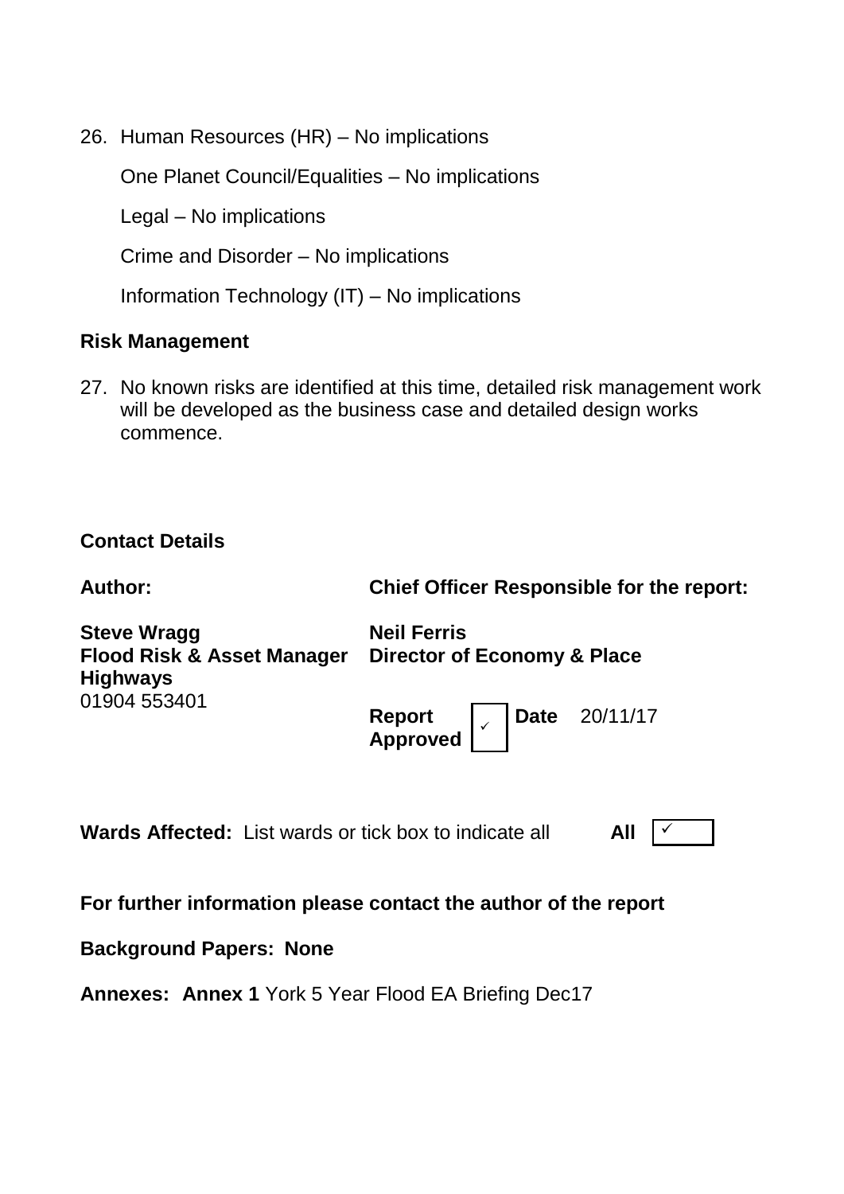26. Human Resources (HR) – No implications

    One Planet Council/Equalities – No implications

    Legal – No implications

    Crime and Disorder – No implications

    Information Technology (IT) – No implications

**Risk Management**

27. No known risks are identified at this time, detailed risk management work will be developed as the business case and detailed design works commence.

**Contact Details**

| **Author:** | **Chief Officer Responsible for the report:** |
| --- | --- |
| **Steve Wragg**<br>**Flood Risk & Asset Manager Highways**<br>01904 553401 | **Neil Ferris**<br>**Director of Economy & Place**<br><br>**Report Approved** ✓ **Date** 20/11/17 |

**Wards Affected:** List wards or tick box to indicate all **All** ✓

**For further information please contact the author of the report**

**Background Papers: None**

**Annexes: Annex 1** York 5 Year Flood EA Briefing Dec17